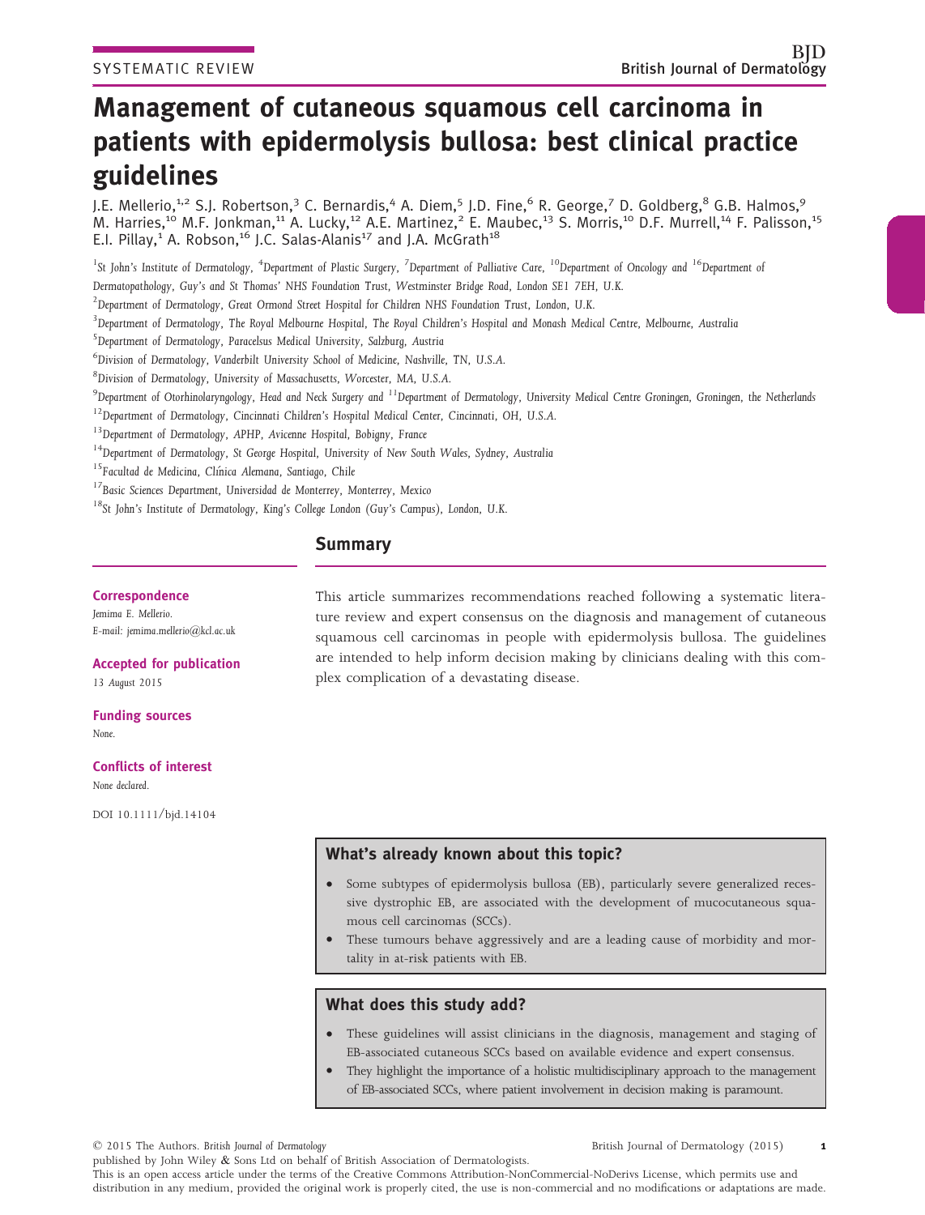SYSTEMATIC REVIEW

# Management of cutaneous squamous cell carcinoma in patients with epidermolysis bullosa: best clinical practice guidelines

J.E. Mellerio,[1,2] S.J. Robertson,[3] C. Bernardis,[4] A. Diem,[5] J.D. Fine,[6] R. George,[7] D. Goldberg,[8] G.B. Halmos,[9] M. Harries,[10] M.F. Jonkman,[11] A. Lucky,[12] A.E. Martinez,[2] E. Maubec,[13] S. Morris,[10] D.F. Murrell,[14] F. Palisson,[15] E.I. Pillay,[1] A. Robson,[16] J.C. Salas-Alanis[17] and J.A. McGrath[18]

[1]St John's Institute of Dermatology, [4]Department of Plastic Surgery, [7]Department of Palliative Care, [10]Department of Oncology and [16]Department of Dermatopathology, Guy's and St Thomas' NHS Foundation Trust, Westminster Bridge Road, London SE1 7EH, U.K.

[2]Department of Dermatology, Great Ormond Street Hospital for Children NHS Foundation Trust, London, U.K.

[3]Department of Dermatology, The Royal Melbourne Hospital, The Royal Children's Hospital and Monash Medical Centre, Melbourne, Australia

[5]Department of Dermatology, Paracelsus Medical University, Salzburg, Austria

[6]Division of Dermatology, Vanderbilt University School of Medicine, Nashville, TN, U.S.A.

[8]Division of Dermatology, University of Massachusetts, Worcester, MA, U.S.A.

[9]Department of Otorhinolaryngology, Head and Neck Surgery and [11]Department of Dermatology, University Medical Centre Groningen, Groningen, the Netherlands

[12]Department of Dermatology, Cincinnati Children's Hospital Medical Center, Cincinnati, OH, U.S.A.

[13]Department of Dermatology, APHP, Avicenne Hospital, Bobigny, France

[14]Department of Dermatology, St George Hospital, University of New South Wales, Sydney, Australia

[15]Facultad de Medicina, Clínica Alemana, Santiago, Chile

[17]Basic Sciences Department, Universidad de Monterrey, Monterrey, Mexico

[18]St John's Institute of Dermatology, King's College London (Guy's Campus), London, U.K.

**Correspondence**
Jemima E. Mellerio.
E-mail: jemima.mellerio@kcl.ac.uk

**Accepted for publication**
13 August 2015

**Funding sources**
None.

**Conflicts of interest**
None declared.

DOI 10.1111/bjd.14104

## Summary

This article summarizes recommendations reached following a systematic literature review and expert consensus on the diagnosis and management of cutaneous squamous cell carcinomas in people with epidermolysis bullosa. The guidelines are intended to help inform decision making by clinicians dealing with this complex complication of a devastating disease.

### What's already known about this topic?

- Some subtypes of epidermolysis bullosa (EB), particularly severe generalized recessive dystrophic EB, are associated with the development of mucocutaneous squamous cell carcinomas (SCCs).
- These tumours behave aggressively and are a leading cause of morbidity and mortality in at-risk patients with EB.

### What does this study add?

- These guidelines will assist clinicians in the diagnosis, management and staging of EB-associated cutaneous SCCs based on available evidence and expert consensus.
- They highlight the importance of a holistic multidisciplinary approach to the management of EB-associated SCCs, where patient involvement in decision making is paramount.

© 2015 The Authors. British Journal of Dermatology published by John Wiley & Sons Ltd on behalf of British Association of Dermatologists.
This is an open access article under the terms of the Creative Commons Attribution-NonCommercial-NoDerivs License, which permits use and distribution in any medium, provided the original work is properly cited, the use is non-commercial and no modifications or adaptations are made.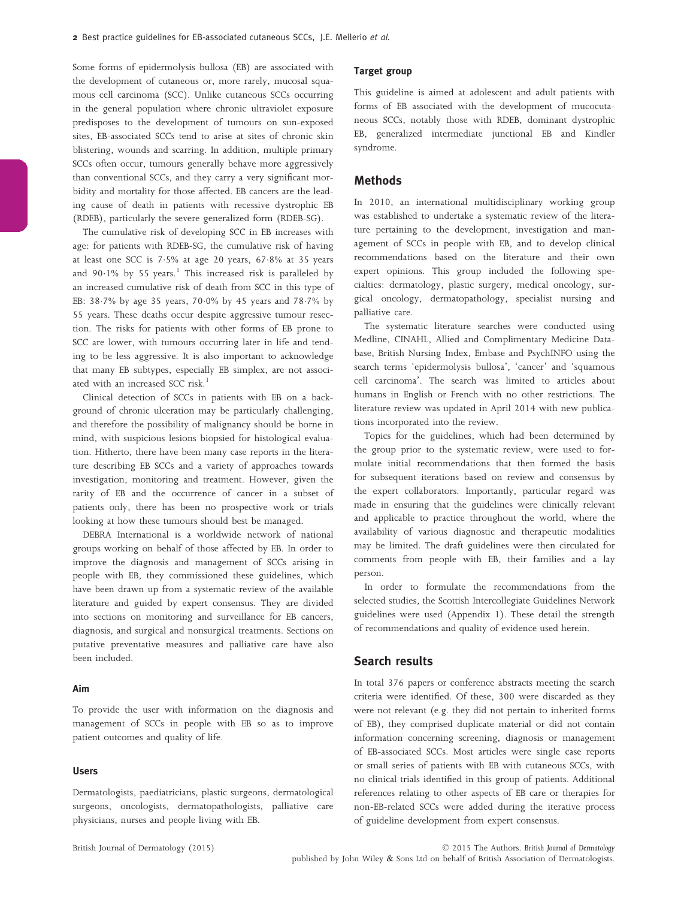Some forms of epidermolysis bullosa (EB) are associated with the development of cutaneous or, more rarely, mucosal squamous cell carcinoma (SCC). Unlike cutaneous SCCs occurring in the general population where chronic ultraviolet exposure predisposes to the development of tumours on sun-exposed sites, EB-associated SCCs tend to arise at sites of chronic skin blistering, wounds and scarring. In addition, multiple primary SCCs often occur, tumours generally behave more aggressively than conventional SCCs, and they carry a very significant morbidity and mortality for those affected. EB cancers are the leading cause of death in patients with recessive dystrophic EB (RDEB), particularly the severe generalized form (RDEB-SG).

The cumulative risk of developing SCC in EB increases with age: for patients with RDEB-SG, the cumulative risk of having at least one SCC is 7·5% at age 20 years, 67·8% at 35 years and 90·1% by 55 years.[1] This increased risk is paralleled by an increased cumulative risk of death from SCC in this type of EB: 38·7% by age 35 years, 70·0% by 45 years and 78·7% by 55 years. These deaths occur despite aggressive tumour resection. The risks for patients with other forms of EB prone to SCC are lower, with tumours occurring later in life and tending to be less aggressive. It is also important to acknowledge that many EB subtypes, especially EB simplex, are not associated with an increased SCC risk.[1]

Clinical detection of SCCs in patients with EB on a background of chronic ulceration may be particularly challenging, and therefore the possibility of malignancy should be borne in mind, with suspicious lesions biopsied for histological evaluation. Hitherto, there have been many case reports in the literature describing EB SCCs and a variety of approaches towards investigation, monitoring and treatment. However, given the rarity of EB and the occurrence of cancer in a subset of patients only, there has been no prospective work or trials looking at how these tumours should best be managed.

DEBRA International is a worldwide network of national groups working on behalf of those affected by EB. In order to improve the diagnosis and management of SCCs arising in people with EB, they commissioned these guidelines, which have been drawn up from a systematic review of the available literature and guided by expert consensus. They are divided into sections on monitoring and surveillance for EB cancers, diagnosis, and surgical and nonsurgical treatments. Sections on putative preventative measures and palliative care have also been included.

### Aim

To provide the user with information on the diagnosis and management of SCCs in people with EB so as to improve patient outcomes and quality of life.

### Users

Dermatologists, paediatricians, plastic surgeons, dermatological surgeons, oncologists, dermatopathologists, palliative care physicians, nurses and people living with EB.

### Target group

This guideline is aimed at adolescent and adult patients with forms of EB associated with the development of mucocutaneous SCCs, notably those with RDEB, dominant dystrophic EB, generalized intermediate junctional EB and Kindler syndrome.

## Methods

In 2010, an international multidisciplinary working group was established to undertake a systematic review of the literature pertaining to the development, investigation and management of SCCs in people with EB, and to develop clinical recommendations based on the literature and their own expert opinions. This group included the following specialties: dermatology, plastic surgery, medical oncology, surgical oncology, dermatopathology, specialist nursing and palliative care.

The systematic literature searches were conducted using Medline, CINAHL, Allied and Complimentary Medicine Database, British Nursing Index, Embase and PsychINFO using the search terms 'epidermolysis bullosa', 'cancer' and 'squamous cell carcinoma'. The search was limited to articles about humans in English or French with no other restrictions. The literature review was updated in April 2014 with new publications incorporated into the review.

Topics for the guidelines, which had been determined by the group prior to the systematic review, were used to formulate initial recommendations that then formed the basis for subsequent iterations based on review and consensus by the expert collaborators. Importantly, particular regard was made in ensuring that the guidelines were clinically relevant and applicable to practice throughout the world, where the availability of various diagnostic and therapeutic modalities may be limited. The draft guidelines were then circulated for comments from people with EB, their families and a lay person.

In order to formulate the recommendations from the selected studies, the Scottish Intercollegiate Guidelines Network guidelines were used (Appendix 1). These detail the strength of recommendations and quality of evidence used herein.

## Search results

In total 376 papers or conference abstracts meeting the search criteria were identified. Of these, 300 were discarded as they were not relevant (e.g. they did not pertain to inherited forms of EB), they comprised duplicate material or did not contain information concerning screening, diagnosis or management of EB-associated SCCs. Most articles were single case reports or small series of patients with EB with cutaneous SCCs, with no clinical trials identified in this group of patients. Additional references relating to other aspects of EB care or therapies for non-EB-related SCCs were added during the iterative process of guideline development from expert consensus.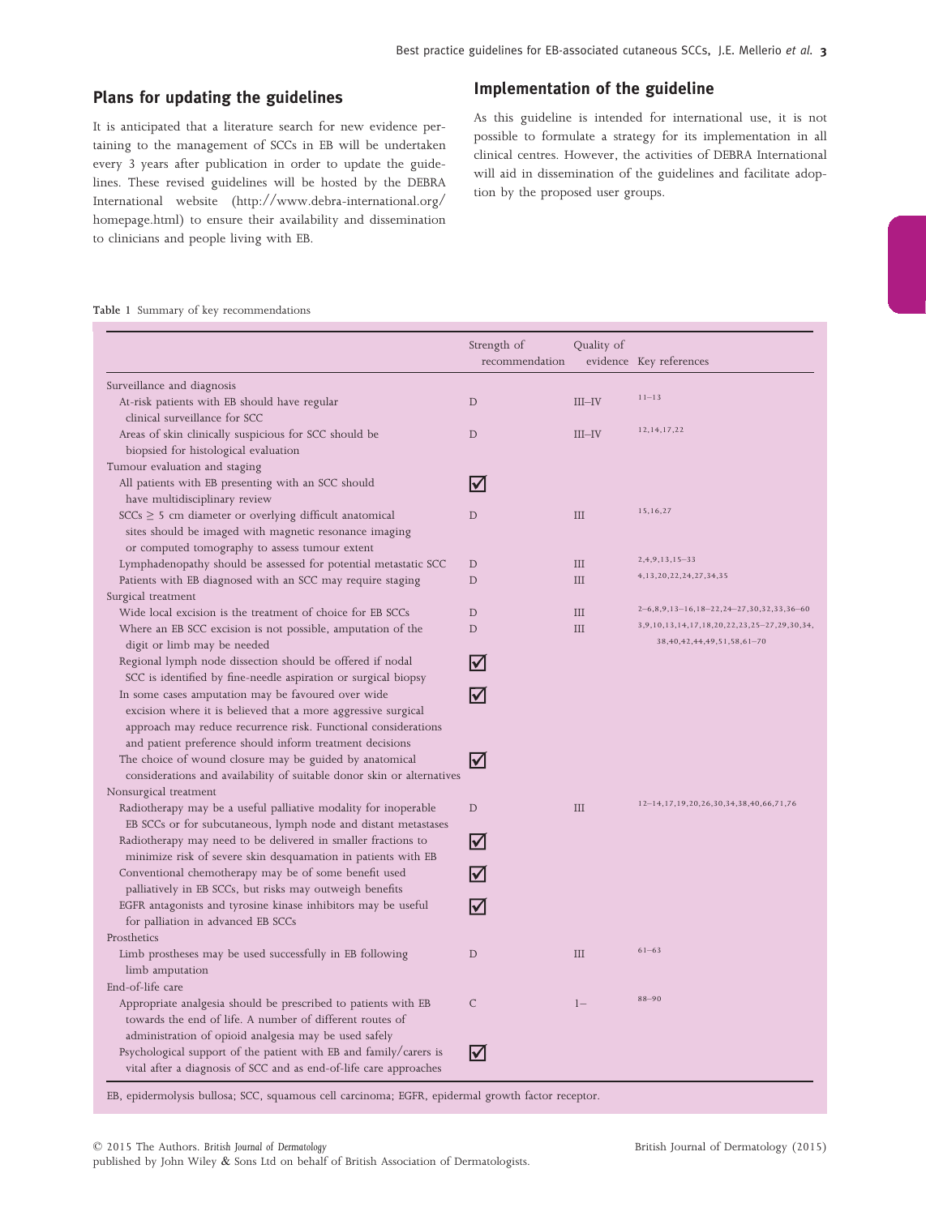## Plans for updating the guidelines

It is anticipated that a literature search for new evidence pertaining to the management of SCCs in EB will be undertaken every 3 years after publication in order to update the guidelines. These revised guidelines will be hosted by the DEBRA International website (http://www.debra-international.org/homepage.html) to ensure their availability and dissemination to clinicians and people living with EB.

## Implementation of the guideline

As this guideline is intended for international use, it is not possible to formulate a strategy for its implementation in all clinical centres. However, the activities of DEBRA International will aid in dissemination of the guidelines and facilitate adoption by the proposed user groups.

**Table 1** Summary of key recommendations

| | Strength of recommendation | Quality of evidence | Key references |
|---|---|---|---|
| Surveillance and diagnosis | | | |
| At-risk patients with EB should have regular clinical surveillance for SCC | D | III–IV | 11–13 |
| Areas of skin clinically suspicious for SCC should be biopsied for histological evaluation | D | III–IV | 12,14,17,22 |
| Tumour evaluation and staging | | | |
| All patients with EB presenting with an SCC should have multidisciplinary review | ☑ | | |
| SCCs ≥ 5 cm diameter or overlying difficult anatomical sites should be imaged with magnetic resonance imaging or computed tomography to assess tumour extent | D | III | 15,16,27 |
| Lymphadenopathy should be assessed for potential metastatic SCC | D | III | 2,4,9,13,15–33 |
| Patients with EB diagnosed with an SCC may require staging | D | III | 4,13,20,22,24,27,34,35 |
| Surgical treatment | | | |
| Wide local excision is the treatment of choice for EB SCCs | D | III | 2–6,8,9,13–16,18–22,24–27,30,32,33,36–60 |
| Where an EB SCC excision is not possible, amputation of the digit or limb may be needed | D | III | 3,9,10,13,14,17,18,20,22,23,25–27,29,30,34,38,40,42,44,49,51,58,61–70 |
| Regional lymph node dissection should be offered if nodal SCC is identified by fine-needle aspiration or surgical biopsy | ☑ | | |
| In some cases amputation may be favoured over wide excision where it is believed that a more aggressive surgical approach may reduce recurrence risk. Functional considerations and patient preference should inform treatment decisions | ☑ | | |
| The choice of wound closure may be guided by anatomical considerations and availability of suitable donor skin or alternatives | ☑ | | |
| Nonsurgical treatment | | | |
| Radiotherapy may be a useful palliative modality for inoperable EB SCCs or for subcutaneous, lymph node and distant metastases | D | III | 12–14,17,19,20,26,30,34,38,40,66,71,76 |
| Radiotherapy may need to be delivered in smaller fractions to minimize risk of severe skin desquamation in patients with EB | ☑ | | |
| Conventional chemotherapy may be of some benefit used palliatively in EB SCCs, but risks may outweigh benefits | ☑ | | |
| EGFR antagonists and tyrosine kinase inhibitors may be useful for palliation in advanced EB SCCs | ☑ | | |
| Prosthetics | | | |
| Limb prostheses may be used successfully in EB following limb amputation | D | III | 61–63 |
| End-of-life care | | | |
| Appropriate analgesia should be prescribed to patients with EB towards the end of life. A number of different routes of administration of opioid analgesia may be used safely | C | 1– | 88–90 |
| Psychological support of the patient with EB and family/carers is vital after a diagnosis of SCC and as end-of-life care approaches | ☑ | | |

EB, epidermolysis bullosa; SCC, squamous cell carcinoma; EGFR, epidermal growth factor receptor.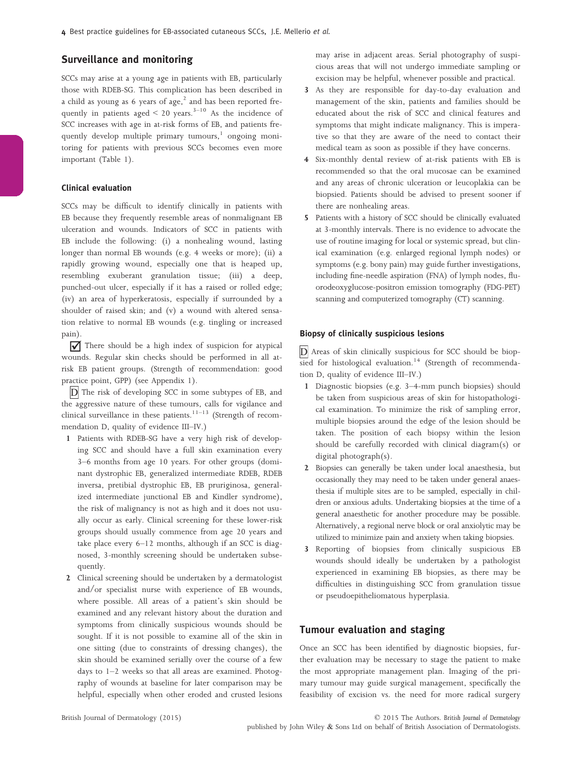## Surveillance and monitoring

SCCs may arise at a young age in patients with EB, particularly those with RDEB-SG. This complication has been described in a child as young as 6 years of age,[2] and has been reported frequently in patients aged < 20 years.[3–10] As the incidence of SCC increases with age in at-risk forms of EB, and patients frequently develop multiple primary tumours,[1] ongoing monitoring for patients with previous SCCs becomes even more important (Table 1).

### Clinical evaluation

SCCs may be difficult to identify clinically in patients with EB because they frequently resemble areas of nonmalignant EB ulceration and wounds. Indicators of SCC in patients with EB include the following: (i) a nonhealing wound, lasting longer than normal EB wounds (e.g. 4 weeks or more); (ii) a rapidly growing wound, especially one that is heaped up, resembling exuberant granulation tissue; (iii) a deep, punched-out ulcer, especially if it has a raised or rolled edge; (iv) an area of hyperkeratosis, especially if surrounded by a shoulder of raised skin; and (v) a wound with altered sensation relative to normal EB wounds (e.g. tingling or increased pain).

☑ There should be a high index of suspicion for atypical wounds. Regular skin checks should be performed in all at-risk EB patient groups. (Strength of recommendation: good practice point, GPP) (see Appendix 1).

D The risk of developing SCC in some subtypes of EB, and the aggressive nature of these tumours, calls for vigilance and clinical surveillance in these patients.[11–13] (Strength of recommendation D, quality of evidence III–IV.)

1. Patients with RDEB-SG have a very high risk of developing SCC and should have a full skin examination every 3–6 months from age 10 years. For other groups (dominant dystrophic EB, generalized intermediate RDEB, RDEB inversa, pretibial dystrophic EB, EB pruriginosa, generalized intermediate junctional EB and Kindler syndrome), the risk of malignancy is not as high and it does not usually occur as early. Clinical screening for these lower-risk groups should usually commence from age 20 years and take place every 6–12 months, although if an SCC is diagnosed, 3-monthly screening should be undertaken subsequently.
2. Clinical screening should be undertaken by a dermatologist and/or specialist nurse with experience of EB wounds, where possible. All areas of a patient's skin should be examined and any relevant history about the duration and symptoms from clinically suspicious wounds should be sought. If it is not possible to examine all of the skin in one sitting (due to constraints of dressing changes), the skin should be examined serially over the course of a few days to 1–2 weeks so that all areas are examined. Photography of wounds at baseline for later comparison may be helpful, especially when other eroded and crusted lesions may arise in adjacent areas. Serial photography of suspicious areas that will not undergo immediate sampling or excision may be helpful, whenever possible and practical.
3. As they are responsible for day-to-day evaluation and management of the skin, patients and families should be educated about the risk of SCC and clinical features and symptoms that might indicate malignancy. This is imperative so that they are aware of the need to contact their medical team as soon as possible if they have concerns.
4. Six-monthly dental review of at-risk patients with EB is recommended so that the oral mucosae can be examined and any areas of chronic ulceration or leucoplakia can be biopsied. Patients should be advised to present sooner if there are nonhealing areas.
5. Patients with a history of SCC should be clinically evaluated at 3-monthly intervals. There is no evidence to advocate the use of routine imaging for local or systemic spread, but clinical examination (e.g. enlarged regional lymph nodes) or symptoms (e.g. bony pain) may guide further investigations, including fine-needle aspiration (FNA) of lymph nodes, fluorodeoxyglucose-positron emission tomography (FDG-PET) scanning and computerized tomography (CT) scanning.

### Biopsy of clinically suspicious lesions

D Areas of skin clinically suspicious for SCC should be biopsied for histological evaluation.[14] (Strength of recommendation D, quality of evidence III–IV.)

1. Diagnostic biopsies (e.g. 3–4-mm punch biopsies) should be taken from suspicious areas of skin for histopathological examination. To minimize the risk of sampling error, multiple biopsies around the edge of the lesion should be taken. The position of each biopsy within the lesion should be carefully recorded with clinical diagram(s) or digital photograph(s).
2. Biopsies can generally be taken under local anaesthesia, but occasionally they may need to be taken under general anaesthesia if multiple sites are to be sampled, especially in children or anxious adults. Undertaking biopsies at the time of a general anaesthetic for another procedure may be possible. Alternatively, a regional nerve block or oral anxiolytic may be utilized to minimize pain and anxiety when taking biopsies.
3. Reporting of biopsies from clinically suspicious EB wounds should ideally be undertaken by a pathologist experienced in examining EB biopsies, as there may be difficulties in distinguishing SCC from granulation tissue or pseudoepitheliomatous hyperplasia.

## Tumour evaluation and staging

Once an SCC has been identified by diagnostic biopsies, further evaluation may be necessary to stage the patient to make the most appropriate management plan. Imaging of the primary tumour may guide surgical management, specifically the feasibility of excision vs. the need for more radical surgery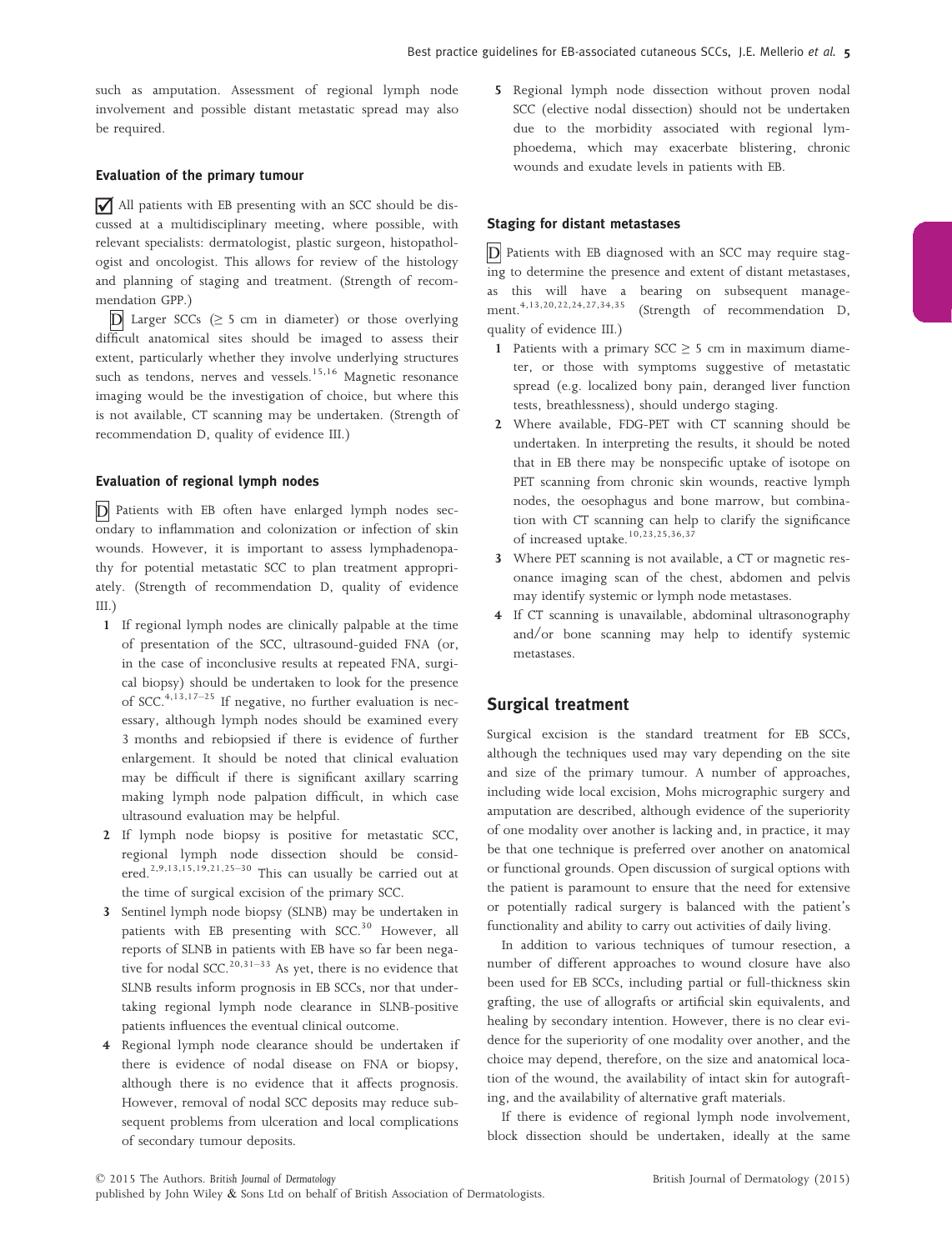such as amputation. Assessment of regional lymph node involvement and possible distant metastatic spread may also be required.

### Evaluation of the primary tumour

☑ All patients with EB presenting with an SCC should be discussed at a multidisciplinary meeting, where possible, with relevant specialists: dermatologist, plastic surgeon, histopathologist and oncologist. This allows for review of the histology and planning of staging and treatment. (Strength of recommendation GPP.)

D Larger SCCs (≥ 5 cm in diameter) or those overlying difficult anatomical sites should be imaged to assess their extent, particularly whether they involve underlying structures such as tendons, nerves and vessels.[15,16] Magnetic resonance imaging would be the investigation of choice, but where this is not available, CT scanning may be undertaken. (Strength of recommendation D, quality of evidence III.)

### Evaluation of regional lymph nodes

D Patients with EB often have enlarged lymph nodes secondary to inflammation and colonization or infection of skin wounds. However, it is important to assess lymphadenopathy for potential metastatic SCC to plan treatment appropriately. (Strength of recommendation D, quality of evidence III.)

1. If regional lymph nodes are clinically palpable at the time of presentation of the SCC, ultrasound-guided FNA (or, in the case of inconclusive results at repeated FNA, surgical biopsy) should be undertaken to look for the presence of SCC.[4,13,17–25] If negative, no further evaluation is necessary, although lymph nodes should be examined every 3 months and rebiopsied if there is evidence of further enlargement. It should be noted that clinical evaluation may be difficult if there is significant axillary scarring making lymph node palpation difficult, in which case ultrasound evaluation may be helpful.
2. If lymph node biopsy is positive for metastatic SCC, regional lymph node dissection should be considered.[2,9,13,15,19,21,25–30] This can usually be carried out at the time of surgical excision of the primary SCC.
3. Sentinel lymph node biopsy (SLNB) may be undertaken in patients with EB presenting with SCC.[30] However, all reports of SLNB in patients with EB have so far been negative for nodal SCC.[20,31–33] As yet, there is no evidence that SLNB results inform prognosis in EB SCCs, nor that undertaking regional lymph node clearance in SLNB-positive patients influences the eventual clinical outcome.
4. Regional lymph node clearance should be undertaken if there is evidence of nodal disease on FNA or biopsy, although there is no evidence that it affects prognosis. However, removal of nodal SCC deposits may reduce subsequent problems from ulceration and local complications of secondary tumour deposits.
5. Regional lymph node dissection without proven nodal SCC (elective nodal dissection) should not be undertaken due to the morbidity associated with regional lymphoedema, which may exacerbate blistering, chronic wounds and exudate levels in patients with EB.

### Staging for distant metastases

D Patients with EB diagnosed with an SCC may require staging to determine the presence and extent of distant metastases, as this will have a bearing on subsequent management.[4,13,20,22,24,27,34,35] (Strength of recommendation D, quality of evidence III.)

1. Patients with a primary SCC ≥ 5 cm in maximum diameter, or those with symptoms suggestive of metastatic spread (e.g. localized bony pain, deranged liver function tests, breathlessness), should undergo staging.
2. Where available, FDG-PET with CT scanning should be undertaken. In interpreting the results, it should be noted that in EB there may be nonspecific uptake of isotope on PET scanning from chronic skin wounds, reactive lymph nodes, the oesophagus and bone marrow, but combination with CT scanning can help to clarify the significance of increased uptake.[10,23,25,36,37]
3. Where PET scanning is not available, a CT or magnetic resonance imaging scan of the chest, abdomen and pelvis may identify systemic or lymph node metastases.
4. If CT scanning is unavailable, abdominal ultrasonography and/or bone scanning may help to identify systemic metastases.

## Surgical treatment

Surgical excision is the standard treatment for EB SCCs, although the techniques used may vary depending on the site and size of the primary tumour. A number of approaches, including wide local excision, Mohs micrographic surgery and amputation are described, although evidence of the superiority of one modality over another is lacking and, in practice, it may be that one technique is preferred over another on anatomical or functional grounds. Open discussion of surgical options with the patient is paramount to ensure that the need for extensive or potentially radical surgery is balanced with the patient's functionality and ability to carry out activities of daily living.

In addition to various techniques of tumour resection, a number of different approaches to wound closure have also been used for EB SCCs, including partial or full-thickness skin grafting, the use of allografts or artificial skin equivalents, and healing by secondary intention. However, there is no clear evidence for the superiority of one modality over another, and the choice may depend, therefore, on the size and anatomical location of the wound, the availability of intact skin for autografting, and the availability of alternative graft materials.

If there is evidence of regional lymph node involvement, block dissection should be undertaken, ideally at the same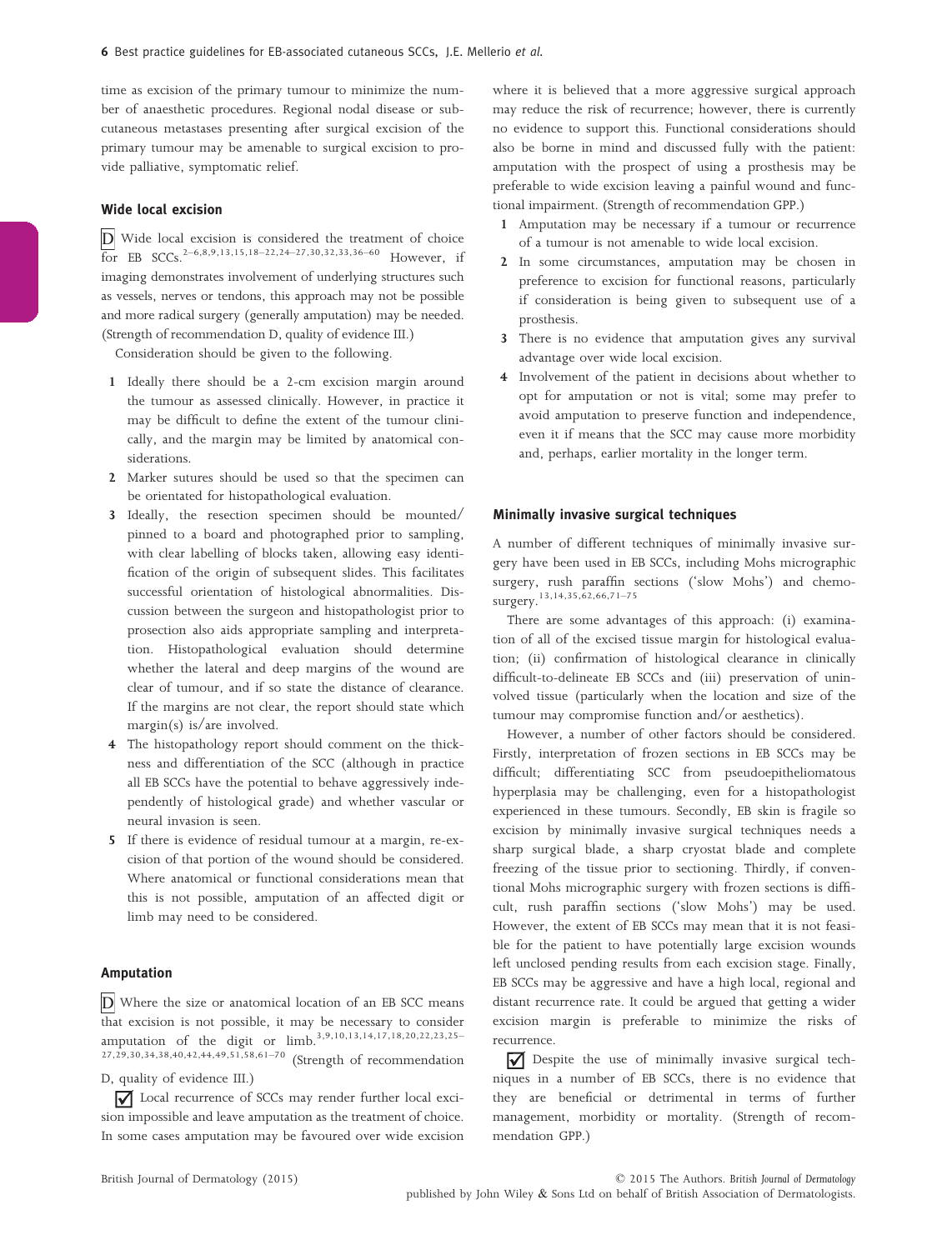time as excision of the primary tumour to minimize the number of anaesthetic procedures. Regional nodal disease or subcutaneous metastases presenting after surgical excision of the primary tumour may be amenable to surgical excision to provide palliative, symptomatic relief.

### Wide local excision

D Wide local excision is considered the treatment of choice for EB SCCs.[2–6,8,9,13,15,18–22,24–27,30,32,33,36–60] However, if imaging demonstrates involvement of underlying structures such as vessels, nerves or tendons, this approach may not be possible and more radical surgery (generally amputation) may be needed. (Strength of recommendation D, quality of evidence III.)

Consideration should be given to the following.

1. Ideally there should be a 2-cm excision margin around the tumour as assessed clinically. However, in practice it may be difficult to define the extent of the tumour clinically, and the margin may be limited by anatomical considerations.
2. Marker sutures should be used so that the specimen can be orientated for histopathological evaluation.
3. Ideally, the resection specimen should be mounted/pinned to a board and photographed prior to sampling, with clear labelling of blocks taken, allowing easy identification of the origin of subsequent slides. This facilitates successful orientation of histological abnormalities. Discussion between the surgeon and histopathologist prior to prosection also aids appropriate sampling and interpretation. Histopathological evaluation should determine whether the lateral and deep margins of the wound are clear of tumour, and if so state the distance of clearance. If the margins are not clear, the report should state which margin(s) is/are involved.
4. The histopathology report should comment on the thickness and differentiation of the SCC (although in practice all EB SCCs have the potential to behave aggressively independently of histological grade) and whether vascular or neural invasion is seen.
5. If there is evidence of residual tumour at a margin, re-excision of that portion of the wound should be considered. Where anatomical or functional considerations mean that this is not possible, amputation of an affected digit or limb may need to be considered.

### Amputation

D Where the size or anatomical location of an EB SCC means that excision is not possible, it may be necessary to consider amputation of the digit or limb.[3,9,10,13,14,17,18,20,22,25–27,29,30,34,38,40,42,44,49,51,58,61–70] (Strength of recommendation D, quality of evidence III.)

☑ Local recurrence of SCCs may render further local excision impossible and leave amputation as the treatment of choice. In some cases amputation may be favoured over wide excision where it is believed that a more aggressive surgical approach may reduce the risk of recurrence; however, there is currently no evidence to support this. Functional considerations should also be borne in mind and discussed fully with the patient: amputation with the prospect of using a prosthesis may be preferable to wide excision leaving a painful wound and functional impairment. (Strength of recommendation GPP.)

1. Amputation may be necessary if a tumour or recurrence of a tumour is not amenable to wide local excision.
2. In some circumstances, amputation may be chosen in preference to excision for functional reasons, particularly if consideration is being given to subsequent use of a prosthesis.
3. There is no evidence that amputation gives any survival advantage over wide local excision.
4. Involvement of the patient in decisions about whether to opt for amputation or not is vital; some may prefer to avoid amputation to preserve function and independence, even it if means that the SCC may cause more morbidity and, perhaps, earlier mortality in the longer term.

### Minimally invasive surgical techniques

A number of different techniques of minimally invasive surgery have been used in EB SCCs, including Mohs micrographic surgery, rush paraffin sections ('slow Mohs') and chemosurgery.[13,14,35,62,66,71–75]

There are some advantages of this approach: (i) examination of all of the excised tissue margin for histological evaluation; (ii) confirmation of histological clearance in clinically difficult-to-delineate EB SCCs and (iii) preservation of uninvolved tissue (particularly when the location and size of the tumour may compromise function and/or aesthetics).

However, a number of other factors should be considered. Firstly, interpretation of frozen sections in EB SCCs may be difficult; differentiating SCC from pseudoepitheliomatous hyperplasia may be challenging, even for a histopathologist experienced in these tumours. Secondly, EB skin is fragile so excision by minimally invasive surgical techniques needs a sharp surgical blade, a sharp cryostat blade and complete freezing of the tissue prior to sectioning. Thirdly, if conventional Mohs micrographic surgery with frozen sections is difficult, rush paraffin sections ('slow Mohs') may be used. However, the extent of EB SCCs may mean that it is not feasible for the patient to have potentially large excision wounds left unclosed pending results from each excision stage. Finally, EB SCCs may be aggressive and have a high local, regional and distant recurrence rate. It could be argued that getting a wider excision margin is preferable to minimize the risks of recurrence.

☑ Despite the use of minimally invasive surgical techniques in a number of EB SCCs, there is no evidence that they are beneficial or detrimental in terms of further management, morbidity or mortality. (Strength of recommendation GPP.)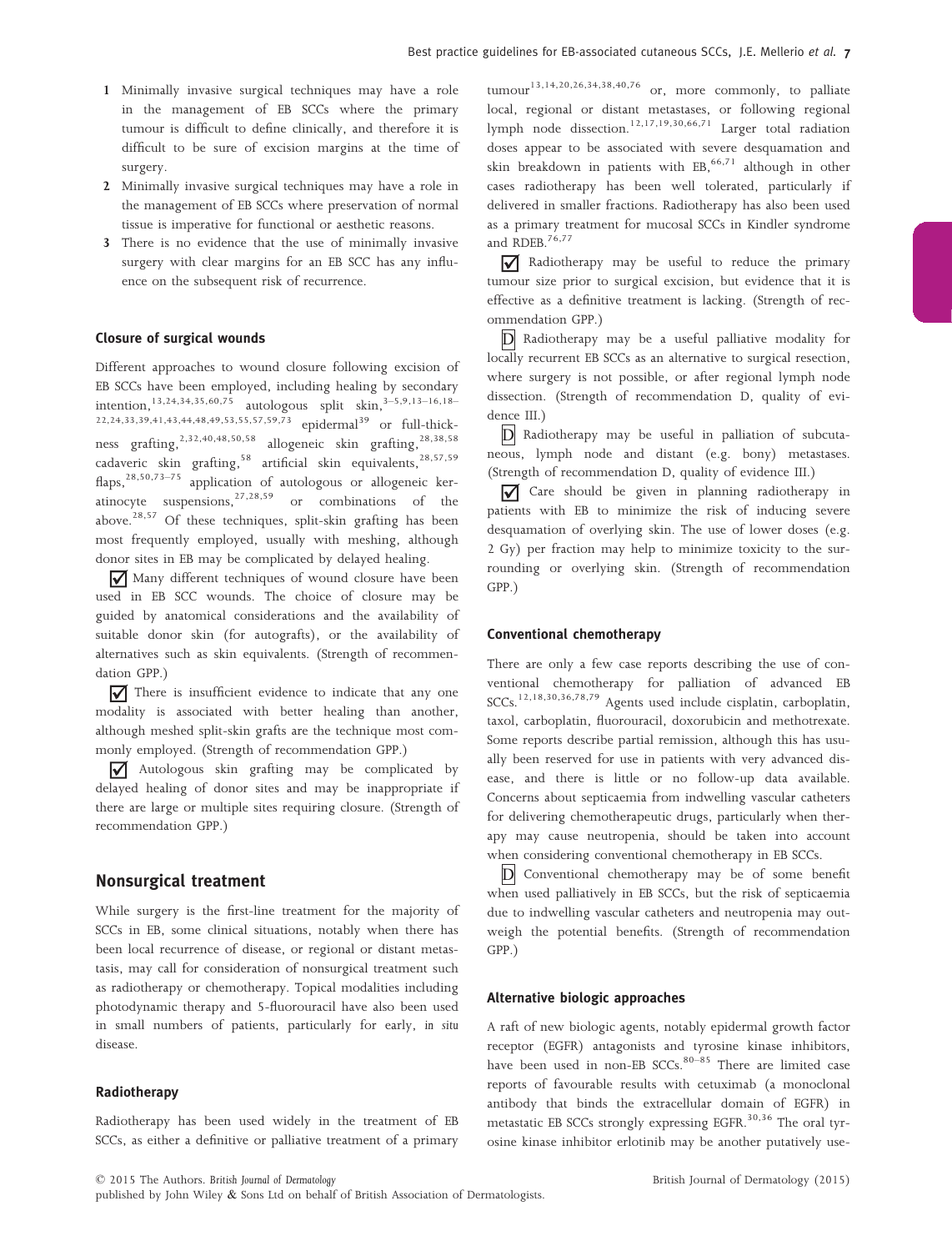1. Minimally invasive surgical techniques may have a role in the management of EB SCCs where the primary tumour is difficult to define clinically, and therefore it is difficult to be sure of excision margins at the time of surgery.
2. Minimally invasive surgical techniques may have a role in the management of EB SCCs where preservation of normal tissue is imperative for functional or aesthetic reasons.
3. There is no evidence that the use of minimally invasive surgery with clear margins for an EB SCC has any influence on the subsequent risk of recurrence.

### Closure of surgical wounds

Different approaches to wound closure following excision of EB SCCs have been employed, including healing by secondary intention,[13,24,34,35,60,75] autologous split skin,[3–5,9,13–16,18–22,24,33,39,41,43,44,48,49,53,55,57,59,73] epidermal[39] or full-thickness grafting,[2,32,40,48,50,58] allogeneic skin grafting,[28,38,58] cadaveric skin grafting,[58] artificial skin equivalents,[28,57,59] flaps,[28,50,73–75] application of autologous or allogeneic keratinocyte suspensions,[27,28,59] or combinations of the above.[28,57] Of these techniques, split-skin grafting has been most frequently employed, usually with meshing, although donor sites in EB may be complicated by delayed healing.

☑ Many different techniques of wound closure have been used in EB SCC wounds. The choice of closure may be guided by anatomical considerations and the availability of suitable donor skin (for autografts), or the availability of alternatives such as skin equivalents. (Strength of recommendation GPP.)

☑ There is insufficient evidence to indicate that any one modality is associated with better healing than another, although meshed split-skin grafts are the technique most commonly employed. (Strength of recommendation GPP.)

☑ Autologous skin grafting may be complicated by delayed healing of donor sites and may be inappropriate if there are large or multiple sites requiring closure. (Strength of recommendation GPP.)

## Nonsurgical treatment

While surgery is the first-line treatment for the majority of SCCs in EB, some clinical situations, notably when there has been local recurrence of disease, or regional or distant metastasis, may call for consideration of nonsurgical treatment such as radiotherapy or chemotherapy. Topical modalities including photodynamic therapy and 5-fluorouracil have also been used in small numbers of patients, particularly for early, *in situ* disease.

### Radiotherapy

Radiotherapy has been used widely in the treatment of EB SCCs, as either a definitive or palliative treatment of a primary tumour[13,14,20,26,34,38,40,76] or, more commonly, to palliate local, regional or distant metastases, or following regional lymph node dissection.[12,17,19,30,66,71] Larger total radiation doses appear to be associated with severe desquamation and skin breakdown in patients with EB,[66,71] although in other cases radiotherapy has been well tolerated, particularly if delivered in smaller fractions. Radiotherapy has also been used as a primary treatment for mucosal SCCs in Kindler syndrome and RDEB.[76,77]

☑ Radiotherapy may be useful to reduce the primary tumour size prior to surgical excision, but evidence that it is effective as a definitive treatment is lacking. (Strength of recommendation GPP.)

D Radiotherapy may be a useful palliative modality for locally recurrent EB SCCs as an alternative to surgical resection, where surgery is not possible, or after regional lymph node dissection. (Strength of recommendation D, quality of evidence III.)

D Radiotherapy may be useful in palliation of subcutaneous, lymph node and distant (e.g. bony) metastases. (Strength of recommendation D, quality of evidence III.)

☑ Care should be given in planning radiotherapy in patients with EB to minimize the risk of inducing severe desquamation of overlying skin. The use of lower doses (e.g. 2 Gy) per fraction may help to minimize toxicity to the surrounding or overlying skin. (Strength of recommendation GPP.)

### Conventional chemotherapy

There are only a few case reports describing the use of conventional chemotherapy for palliation of advanced EB SCCs.[12,18,30,36,78,79] Agents used include cisplatin, carboplatin, taxol, carboplatin, fluorouracil, doxorubicin and methotrexate. Some reports describe partial remission, although this has usually been reserved for use in patients with very advanced disease, and there is little or no follow-up data available. Concerns about septicaemia from indwelling vascular catheters for delivering chemotherapeutic drugs, particularly when therapy may cause neutropenia, should be taken into account when considering conventional chemotherapy in EB SCCs.

D Conventional chemotherapy may be of some benefit when used palliatively in EB SCCs, but the risk of septicaemia due to indwelling vascular catheters and neutropenia may outweigh the potential benefits. (Strength of recommendation GPP.)

### Alternative biologic approaches

A raft of new biologic agents, notably epidermal growth factor receptor (EGFR) antagonists and tyrosine kinase inhibitors, have been used in non-EB SCCs.[80–85] There are limited case reports of favourable results with cetuximab (a monoclonal antibody that binds the extracellular domain of EGFR) in metastatic EB SCCs strongly expressing EGFR.[30,36] The oral tyrosine kinase inhibitor erlotinib may be another putatively use-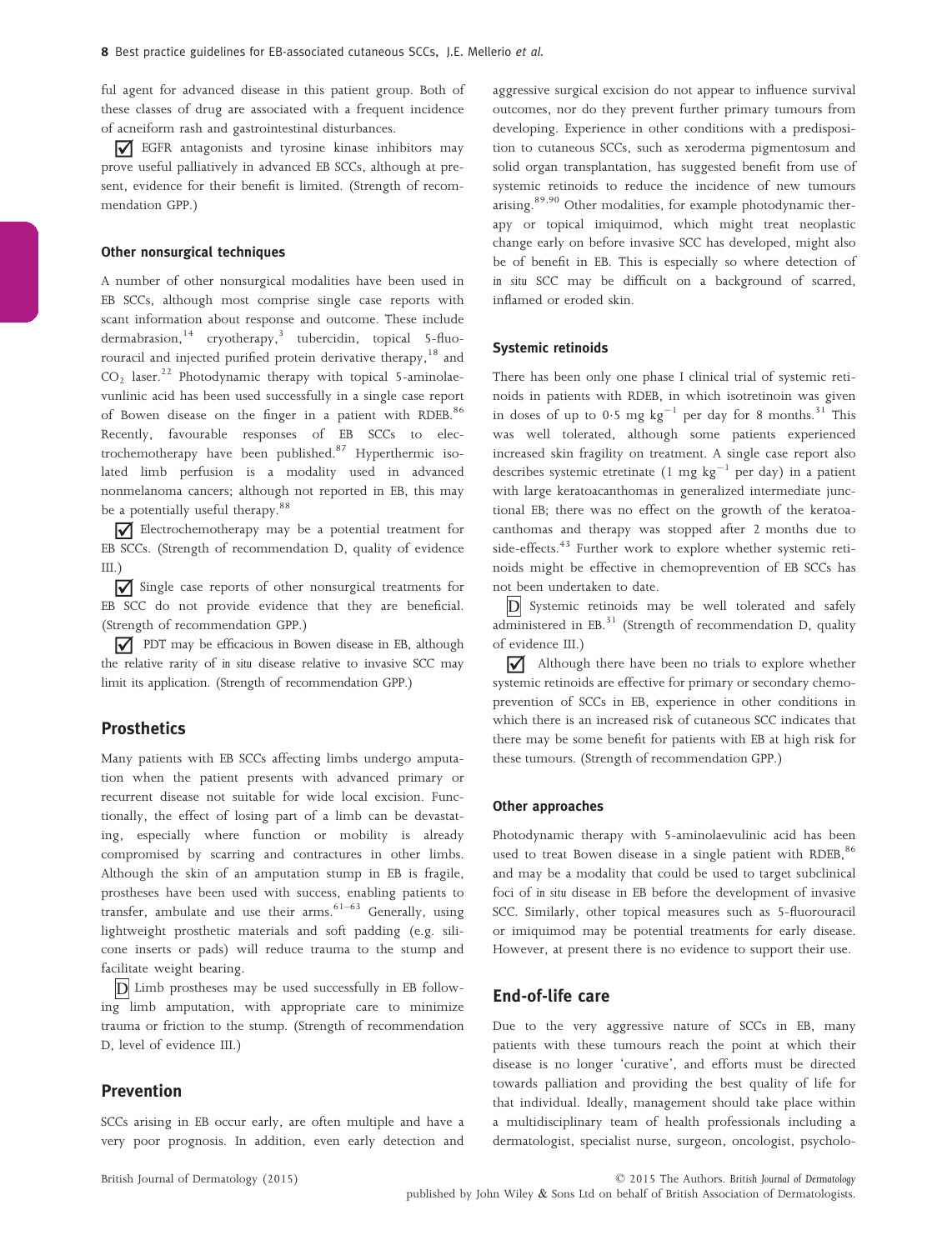ful agent for advanced disease in this patient group. Both of these classes of drug are associated with a frequent incidence of acneiform rash and gastrointestinal disturbances.

☑ EGFR antagonists and tyrosine kinase inhibitors may prove useful palliatively in advanced EB SCCs, although at present, evidence for their benefit is limited. (Strength of recommendation GPP.)

### Other nonsurgical techniques

A number of other nonsurgical modalities have been used in EB SCCs, although most comprise single case reports with scant information about response and outcome. These include dermabrasion,[14] cryotherapy,[3] tubercidin, topical 5-fluorouracil and injected purified protein derivative therapy,[18] and $CO_2$ laser.[22] Photodynamic therapy with topical 5-aminolaevulinic acid has been used successfully in a single case report of Bowen disease on the finger in a patient with RDEB.[86] Recently, favourable responses of EB SCCs to electrochemotherapy have been published.[87] Hyperthermic isolated limb perfusion is a modality used in advanced nonmelanoma cancers; although not reported in EB, this may be a potentially useful therapy.[88]

☑ Electrochemotherapy may be a potential treatment for EB SCCs. (Strength of recommendation D, quality of evidence III.)

☑ Single case reports of other nonsurgical treatments for EB SCC do not provide evidence that they are beneficial. (Strength of recommendation GPP.)

☑ PDT may be efficacious in Bowen disease in EB, although the relative rarity of *in situ* disease relative to invasive SCC may limit its application. (Strength of recommendation GPP.)

## Prosthetics

Many patients with EB SCCs affecting limbs undergo amputation when the patient presents with advanced primary or recurrent disease not suitable for wide local excision. Functionally, the effect of losing part of a limb can be devastating, especially where function or mobility is already compromised by scarring and contractures in other limbs. Although the skin of an amputation stump in EB is fragile, prostheses have been used with success, enabling patients to transfer, ambulate and use their arms.[61–63] Generally, using lightweight prosthetic materials and soft padding (e.g. silicone inserts or pads) will reduce trauma to the stump and facilitate weight bearing.

D Limb prostheses may be used successfully in EB following limb amputation, with appropriate care to minimize trauma or friction to the stump. (Strength of recommendation D, level of evidence III.)

## Prevention

SCCs arising in EB occur early, are often multiple and have a very poor prognosis. In addition, even early detection and aggressive surgical excision do not appear to influence survival outcomes, nor do they prevent further primary tumours from developing. Experience in other conditions with a predisposition to cutaneous SCCs, such as xeroderma pigmentosum and solid organ transplantation, has suggested benefit from use of systemic retinoids to reduce the incidence of new tumours arising.[89,90] Other modalities, for example photodynamic therapy or topical imiquimod, which might treat neoplastic change early on before invasive SCC has developed, might also be of benefit in EB. This is especially so where detection of *in situ* SCC may be difficult on a background of scarred, inflamed or eroded skin.

### Systemic retinoids

There has been only one phase I clinical trial of systemic retinoids in patients with RDEB, in which isotretinoin was given in doses of up to $0{\cdot}5$ mg $kg^{-1}$ per day for 8 months.[31] This was well tolerated, although some patients experienced increased skin fragility on treatment. A single case report also describes systemic etretinate (1 mg $kg^{-1}$ per day) in a patient with large keratoacanthomas in generalized intermediate junctional EB; there was no effect on the growth of the keratoacanthomas and therapy was stopped after 2 months due to side-effects.[43] Further work to explore whether systemic retinoids might be effective in chemoprevention of EB SCCs has not been undertaken to date.

D Systemic retinoids may be well tolerated and safely administered in EB.[31] (Strength of recommendation D, quality of evidence III.)

☑ Although there have been no trials to explore whether systemic retinoids are effective for primary or secondary chemoprevention of SCCs in EB, experience in other conditions in which there is an increased risk of cutaneous SCC indicates that there may be some benefit for patients with EB at high risk for these tumours. (Strength of recommendation GPP.)

### Other approaches

Photodynamic therapy with 5-aminolaevulinic acid has been used to treat Bowen disease in a single patient with RDEB,[86] and may be a modality that could be used to target subclinical foci of *in situ* disease in EB before the development of invasive SCC. Similarly, other topical measures such as 5-fluorouracil or imiquimod may be potential treatments for early disease. However, at present there is no evidence to support their use.

## End-of-life care

Due to the very aggressive nature of SCCs in EB, many patients with these tumours reach the point at which their disease is no longer 'curative', and efforts must be directed towards palliation and providing the best quality of life for that individual. Ideally, management should take place within a multidisciplinary team of health professionals including a dermatologist, specialist nurse, surgeon, oncologist, psycholo-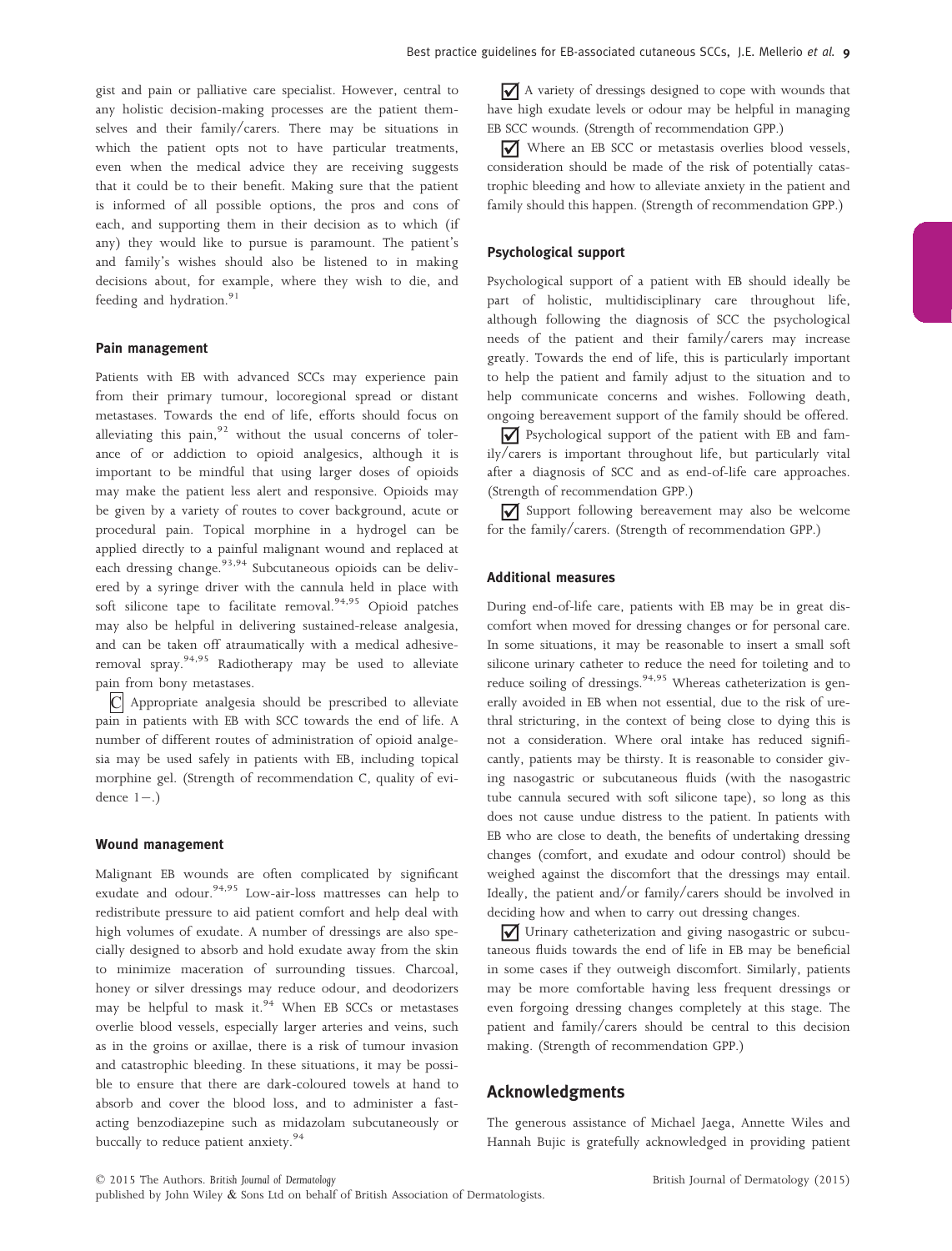gist and pain or palliative care specialist. However, central to any holistic decision-making processes are the patient themselves and their family/carers. There may be situations in which the patient opts not to have particular treatments, even when the medical advice they are receiving suggests that it could be to their benefit. Making sure that the patient is informed of all possible options, the pros and cons of each, and supporting them in their decision as to which (if any) they would like to pursue is paramount. The patient's and family's wishes should also be listened to in making decisions about, for example, where they wish to die, and feeding and hydration.[91]

### Pain management

Patients with EB with advanced SCCs may experience pain from their primary tumour, locoregional spread or distant metastases. Towards the end of life, efforts should focus on alleviating this pain,[92] without the usual concerns of tolerance of or addiction to opioid analgesics, although it is important to be mindful that using larger doses of opioids may make the patient less alert and responsive. Opioids may be given by a variety of routes to cover background, acute or procedural pain. Topical morphine in a hydrogel can be applied directly to a painful malignant wound and replaced at each dressing change.[93,94] Subcutaneous opioids can be delivered by a syringe driver with the cannula held in place with soft silicone tape to facilitate removal.[94,95] Opioid patches may also be helpful in delivering sustained-release analgesia, and can be taken off atraumatically with a medical adhesive-removal spray.[94,95] Radiotherapy may be used to alleviate pain from bony metastases.

C Appropriate analgesia should be prescribed to alleviate pain in patients with EB with SCC towards the end of life. A number of different routes of administration of opioid analgesia may be used safely in patients with EB, including topical morphine gel. (Strength of recommendation C, quality of evidence 1−.)

### Wound management

Malignant EB wounds are often complicated by significant exudate and odour.[94,95] Low-air-loss mattresses can help to redistribute pressure to aid patient comfort and help deal with high volumes of exudate. A number of dressings are also specially designed to absorb and hold exudate away from the skin to minimize maceration of surrounding tissues. Charcoal, honey or silver dressings may reduce odour, and deodorizers may be helpful to mask it.[94] When EB SCCs or metastases overlie blood vessels, especially larger arteries and veins, such as in the groins or axillae, there is a risk of tumour invasion and catastrophic bleeding. In these situations, it may be possible to ensure that there are dark-coloured towels at hand to absorb and cover the blood loss, and to administer a fast-acting benzodiazepine such as midazolam subcutaneously or buccally to reduce patient anxiety.[94]

☑ A variety of dressings designed to cope with wounds that have high exudate levels or odour may be helpful in managing EB SCC wounds. (Strength of recommendation GPP.)

☑ Where an EB SCC or metastasis overlies blood vessels, consideration should be made of the risk of potentially catastrophic bleeding and how to alleviate anxiety in the patient and family should this happen. (Strength of recommendation GPP.)

### Psychological support

Psychological support of a patient with EB should ideally be part of holistic, multidisciplinary care throughout life, although following the diagnosis of SCC the psychological needs of the patient and their family/carers may increase greatly. Towards the end of life, this is particularly important to help the patient and family adjust to the situation and to help communicate concerns and wishes. Following death, ongoing bereavement support of the family should be offered.

☑ Psychological support of the patient with EB and family/carers is important throughout life, but particularly vital after a diagnosis of SCC and as end-of-life care approaches. (Strength of recommendation GPP.)

☑ Support following bereavement may also be welcome for the family/carers. (Strength of recommendation GPP.)

### Additional measures

During end-of-life care, patients with EB may be in great discomfort when moved for dressing changes or for personal care. In some situations, it may be reasonable to insert a small soft silicone urinary catheter to reduce the need for toileting and to reduce soiling of dressings.[94,95] Whereas catheterization is generally avoided in EB when not essential, due to the risk of urethral stricturing, in the context of being close to dying this is not a consideration. Where oral intake has reduced significantly, patients may be thirsty. It is reasonable to consider giving nasogastric or subcutaneous fluids (with the nasogastric tube cannula secured with soft silicone tape), so long as this does not cause undue distress to the patient. In patients with EB who are close to death, the benefits of undertaking dressing changes (comfort, and exudate and odour control) should be weighed against the discomfort that the dressings may entail. Ideally, the patient and/or family/carers should be involved in deciding how and when to carry out dressing changes.

☑ Urinary catheterization and giving nasogastric or subcutaneous fluids towards the end of life in EB may be beneficial in some cases if they outweigh discomfort. Similarly, patients may be more comfortable having less frequent dressings or even forgoing dressing changes completely at this stage. The patient and family/carers should be central to this decision making. (Strength of recommendation GPP.)

## Acknowledgments

The generous assistance of Michael Jaega, Annette Wiles and Hannah Bujic is gratefully acknowledged in providing patient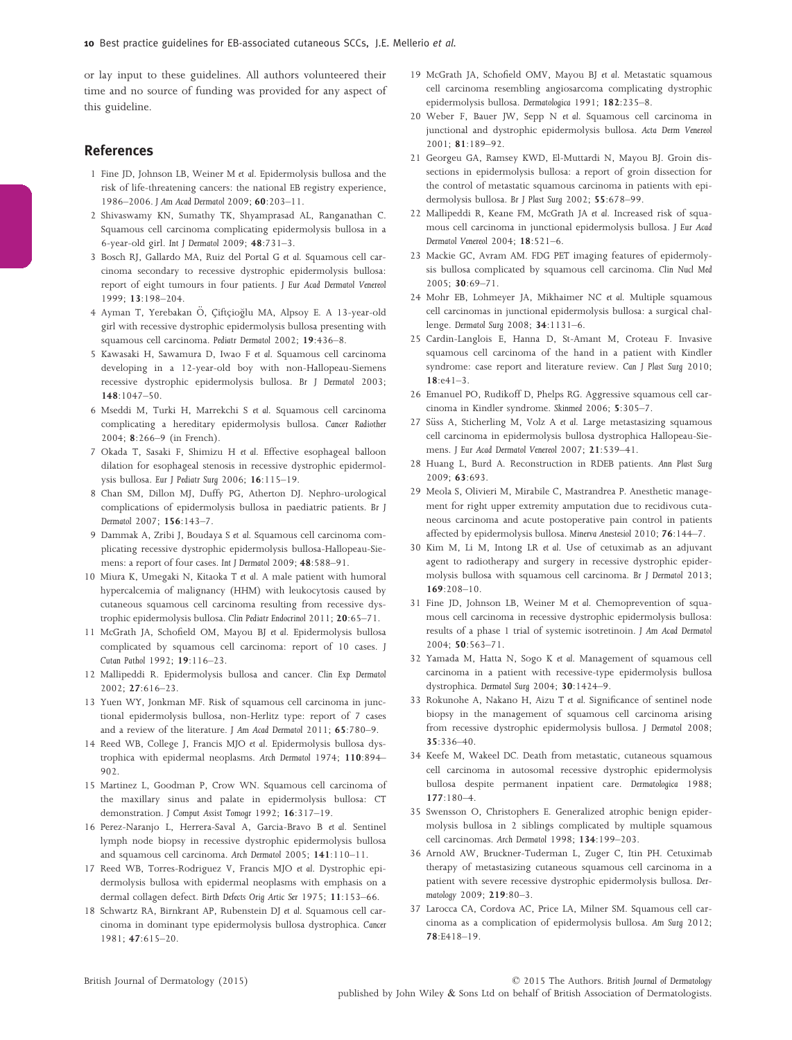or lay input to these guidelines. All authors volunteered their time and no source of funding was provided for any aspect of this guideline.

## References

1 Fine JD, Johnson LB, Weiner M *et al.* Epidermolysis bullosa and the risk of life-threatening cancers: the national EB registry experience, 1986–2006. *J Am Acad Dermatol* 2009; **60**:203–11.

2 Shivaswamy KN, Sumathy TK, Shyamprasad AL, Ranganathan C. Squamous cell carcinoma complicating epidermolysis bullosa in a 6-year-old girl. *Int J Dermatol* 2009; **48**:731–3.

3 Bosch RJ, Gallardo MA, Ruiz del Portal G *et al.* Squamous cell carcinoma secondary to recessive dystrophic epidermolysis bullosa: report of eight tumours in four patients. *J Eur Acad Dermatol Venereol* 1999; **13**:198–204.

4 Ayman T, Yerebakan Ö, Çiftçioğlu MA, Alpsoy E. A 13-year-old girl with recessive dystrophic epidermolysis bullosa presenting with squamous cell carcinoma. *Pediatr Dermatol* 2002; **19**:436–8.

5 Kawasaki H, Sawamura D, Iwao F *et al.* Squamous cell carcinoma developing in a 12-year-old boy with non-Hallopeau-Siemens recessive dystrophic epidermolysis bullosa. *Br J Dermatol* 2003; **148**:1047–50.

6 Mseddi M, Turki H, Marrekchi S *et al.* Squamous cell carcinoma complicating a hereditary epidermolysis bullosa. *Cancer Radiother* 2004; **8**:266–9 (in French).

7 Okada T, Sasaki F, Shimizu H *et al.* Effective esophageal balloon dilation for esophageal stenosis in recessive dystrophic epidermolysis bullosa. *Eur J Pediatr Surg* 2006; **16**:115–19.

8 Chan SM, Dillon MJ, Duffy PG, Atherton DJ. Nephro-urological complications of epidermolysis bullosa in paediatric patients. *Br J Dermatol* 2007; **156**:143–7.

9 Dammak A, Zribi J, Boudaya S *et al.* Squamous cell carcinoma complicating recessive dystrophic epidermolysis bullosa-Hallopeau-Siemens: a report of four cases. *Int J Dermatol* 2009; **48**:588–91.

10 Miura K, Umegaki N, Kitaoka T *et al.* A male patient with humoral hypercalcemia of malignancy (HHM) with leukocytosis caused by cutaneous squamous cell carcinoma resulting from recessive dystrophic epidermolysis bullosa. *Clin Pediatr Endocrinol* 2011; **20**:65–71.

11 McGrath JA, Schofield OM, Mayou BJ *et al.* Epidermolysis bullosa complicated by squamous cell carcinoma: report of 10 cases. *J Cutan Pathol* 1992; **19**:116–23.

12 Mallipeddi R. Epidermolysis bullosa and cancer. *Clin Exp Dermatol* 2002; **27**:616–23.

13 Yuen WY, Jonkman MF. Risk of squamous cell carcinoma in junctional epidermolysis bullosa, non-Herlitz type: report of 7 cases and a review of the literature. *J Am Acad Dermatol* 2011; **65**:780–9.

14 Reed WB, College J, Francis MJO *et al.* Epidermolysis bullosa dystrophica with epidermal neoplasms. *Arch Dermatol* 1974; **110**:894–902.

15 Martinez L, Goodman P, Crow WN. Squamous cell carcinoma of the maxillary sinus and palate in epidermolysis bullosa: CT demonstration. *J Comput Assist Tomogr* 1992; **16**:317–19.

16 Perez-Naranjo L, Herrera-Saval A, Garcia-Bravo B *et al.* Sentinel lymph node biopsy in recessive dystrophic epidermolysis bullosa and squamous cell carcinoma. *Arch Dermatol* 2005; **141**:110–11.

17 Reed WB, Torres-Rodriguez V, Francis MJO *et al.* Dystrophic epidermolysis bullosa with epidermal neoplasms with emphasis on a dermal collagen defect. *Birth Defects Orig Artic Ser* 1975; **11**:153–66.

18 Schwartz RA, Birnkrant AP, Rubenstein DJ *et al.* Squamous cell carcinoma in dominant type epidermolysis bullosa dystrophica. *Cancer* 1981; **47**:615–20.

19 McGrath JA, Schofield OMV, Mayou BJ *et al.* Metastatic squamous cell carcinoma resembling angiosarcoma complicating dystrophic epidermolysis bullosa. *Dermatologica* 1991; **182**:235–8.

20 Weber F, Bauer JW, Sepp N *et al.* Squamous cell carcinoma in junctional and dystrophic epidermolysis bullosa. *Acta Derm Venereol* 2001; **81**:189–92.

21 Georgeu GA, Ramsey KWD, El-Muttardi N, Mayou BJ. Groin dissections in epidermolysis bullosa: a report of groin dissection for the control of metastatic squamous carcinoma in patients with epidermolysis bullosa. *Br J Plast Surg* 2002; **55**:678–99.

22 Mallipeddi R, Keane FM, McGrath JA *et al.* Increased risk of squamous cell carcinoma in junctional epidermolysis bullosa. *J Eur Acad Dermatol Venereol* 2004; **18**:521–6.

23 Mackie GC, Avram AM. FDG PET imaging features of epidermolysis bullosa complicated by squamous cell carcinoma. *Clin Nucl Med* 2005; **30**:69–71.

24 Mohr EB, Lohmeyer JA, Mikhaimer NC *et al.* Multiple squamous cell carcinomas in junctional epidermolysis bullosa: a surgical challenge. *Dermatol Surg* 2008; **34**:1131–6.

25 Cardin-Langlois E, Hanna D, St-Amant M, Croteau F. Invasive squamous cell carcinoma of the hand in a patient with Kindler syndrome: case report and literature review. *Can J Plast Surg* 2010; **18**:e41–3.

26 Emanuel PO, Rudikoff D, Phelps RG. Aggressive squamous cell carcinoma in Kindler syndrome. *Skinmed* 2006; **5**:305–7.

27 Süss A, Sticherling M, Volz A *et al.* Large metastasizing squamous cell carcinoma in epidermolysis bullosa dystrophica Hallopeau-Siemens. *J Eur Acad Dermatol Venereol* 2007; **21**:539–41.

28 Huang L, Burd A. Reconstruction in RDEB patients. *Ann Plast Surg* 2009; **63**:693.

29 Meola S, Olivieri M, Mirabile C, Mastrandrea P. Anesthetic management for right upper extremity amputation due to recidivous cutaneous carcinoma and acute postoperative pain control in patients affected by epidermolysis bullosa. *Minerva Anestesiol* 2010; **76**:144–7.

30 Kim M, Li M, Intong LR *et al.* Use of cetuximab as an adjuvant agent to radiotherapy and surgery in recessive dystrophic epidermolysis bullosa with squamous cell carcinoma. *Br J Dermatol* 2013; **169**:208–10.

31 Fine JD, Johnson LB, Weiner M *et al.* Chemoprevention of squamous cell carcinoma in recessive dystrophic epidermolysis bullosa: results of a phase 1 trial of systemic isotretinoin. *J Am Acad Dermatol* 2004; **50**:563–71.

32 Yamada M, Hatta N, Sogo K *et al.* Management of squamous cell carcinoma in a patient with recessive-type epidermolysis bullosa dystrophica. *Dermatol Surg* 2004; **30**:1424–9.

33 Rokunohe A, Nakano H, Aizu T *et al.* Significance of sentinel node biopsy in the management of squamous cell carcinoma arising from recessive dystrophic epidermolysis bullosa. *J Dermatol* 2008; **35**:336–40.

34 Keefe M, Wakeel DC. Death from metastatic, cutaneous squamous cell carcinoma in autosomal recessive dystrophic epidermolysis bullosa despite permanent inpatient care. *Dermatologica* 1988; **177**:180–4.

35 Swensson O, Christophers E. Generalized atrophic benign epidermolysis bullosa in 2 siblings complicated by multiple squamous cell carcinomas. *Arch Dermatol* 1998; **134**:199–203.

36 Arnold AW, Bruckner-Tuderman L, Zuger C, Itin PH. Cetuximab therapy of metastasizing cutaneous squamous cell carcinoma in a patient with severe recessive dystrophic epidermolysis bullosa. *Dermatology* 2009; **219**:80–3.

37 Larocca CA, Cordova AC, Price LA, Milner SM. Squamous cell carcinoma as a complication of epidermolysis bullosa. *Am Surg* 2012; **78**:E418–19.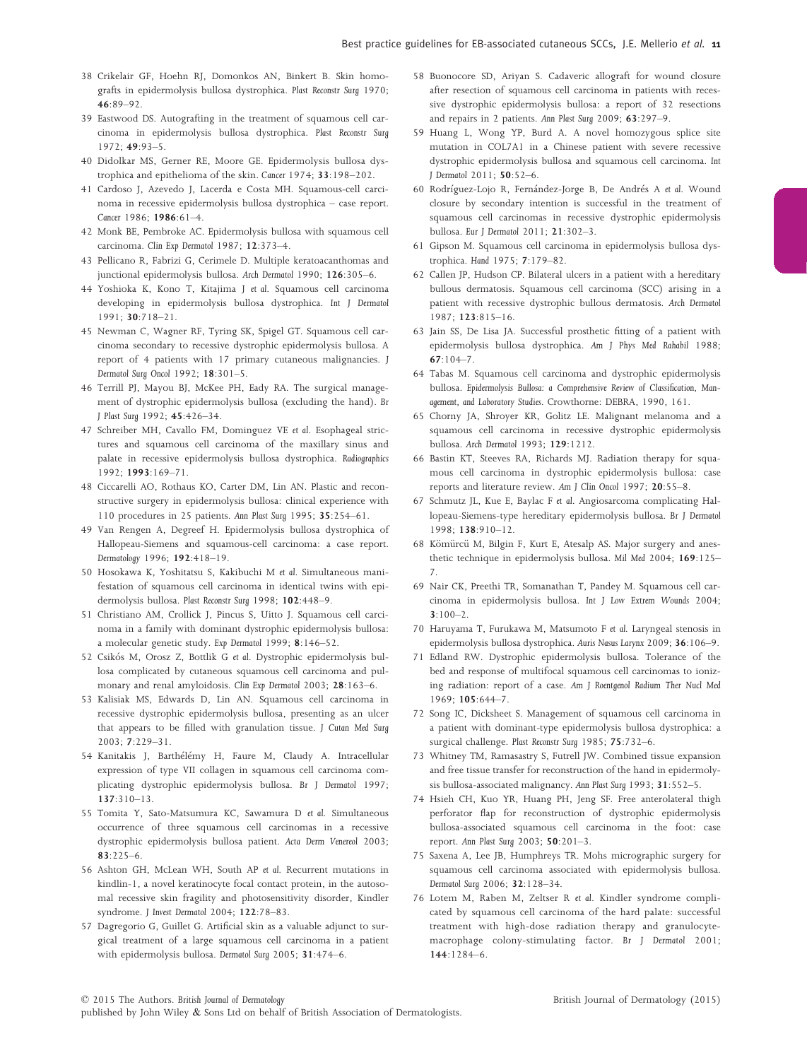38 Crikelair GF, Hoehn RJ, Domonkos AN, Binkert B. Skin homografts in epidermolysis bullosa dystrophica. *Plast Reconstr Surg* 1970; **46**:89–92.

39 Eastwood DS. Autografting in the treatment of squamous cell carcinoma in epidermolysis bullosa dystrophica. *Plast Reconstr Surg* 1972; **49**:93–5.

40 Didolkar MS, Gerner RE, Moore GE. Epidermolysis bullosa dystrophica and epithelioma of the skin. *Cancer* 1974; **33**:198–202.

41 Cardoso J, Azevedo J, Lacerda e Costa MH. Squamous-cell carcinoma in recessive epidermolysis bullosa dystrophica – case report. *Cancer* 1986; **1986**:61–4.

42 Monk BE, Pembroke AC. Epidermolysis bullosa with squamous cell carcinoma. *Clin Exp Dermatol* 1987; **12**:373–4.

43 Pellicano R, Fabrizi G, Cerimele D. Multiple keratoacanthomas and junctional epidermolysis bullosa. *Arch Dermatol* 1990; **126**:305–6.

44 Yoshioka K, Kono T, Kitajima J *et al.* Squamous cell carcinoma developing in epidermolysis bullosa dystrophica. *Int J Dermatol* 1991; **30**:718–21.

45 Newman C, Wagner RF, Tyring SK, Spigel GT. Squamous cell carcinoma secondary to recessive dystrophic epidermolysis bullosa. A report of 4 patients with 17 primary cutaneous malignancies. *J Dermatol Surg Oncol* 1992; **18**:301–5.

46 Terrill PJ, Mayou BJ, McKee PH, Eady RA. The surgical management of dystrophic epidermolysis bullosa (excluding the hand). *Br J Plast Surg* 1992; **45**:426–34.

47 Schreiber MH, Cavallo FM, Dominguez VE *et al.* Esophageal strictures and squamous cell carcinoma of the maxillary sinus and palate in recessive epidermolysis bullosa dystrophica. *Radiographics* 1992; **1993**:169–71.

48 Ciccarelli AO, Rothaus KO, Carter DM, Lin AN. Plastic and reconstructive surgery in epidermolysis bullosa: clinical experience with 110 procedures in 25 patients. *Ann Plast Surg* 1995; **35**:254–61.

49 Van Rengen A, Degreef H. Epidermolysis bullosa dystrophica of Hallopeau-Siemens and squamous-cell carcinoma: a case report. *Dermatology* 1996; **192**:418–19.

50 Hosokawa K, Yoshitatsu S, Kakibuchi M *et al.* Simultaneous manifestation of squamous cell carcinoma in identical twins with epidermolysis bullosa. *Plast Reconstr Surg* 1998; **102**:448–9.

51 Christiano AM, Crollick J, Pincus S, Uitto J. Squamous cell carcinoma in a family with dominant dystrophic epidermolysis bullosa: a molecular genetic study. *Exp Dermatol* 1999; **8**:146–52.

52 Csikós M, Orosz Z, Bottlik G *et al.* Dystrophic epidermolysis bullosa complicated by cutaneous squamous cell carcinoma and pulmonary and renal amyloidosis. *Clin Exp Dermatol* 2003; **28**:163–6.

53 Kalisiak MS, Edwards D, Lin AN. Squamous cell carcinoma in recessive dystrophic epidermolysis bullosa, presenting as an ulcer that appears to be filled with granulation tissue. *J Cutan Med Surg* 2003; **7**:229–31.

54 Kanitakis J, Barthélémy H, Faure M, Claudy A. Intracellular expression of type VII collagen in squamous cell carcinoma complicating dystrophic epidermolysis bullosa. *Br J Dermatol* 1997; **137**:310–13.

55 Tomita Y, Sato-Matsumura KC, Sawamura D *et al.* Simultaneous occurrence of three squamous cell carcinomas in a recessive dystrophic epidermolysis bullosa patient. *Acta Derm Venereol* 2003; **83**:225–6.

56 Ashton GH, McLean WH, South AP *et al.* Recurrent mutations in kindlin-1, a novel keratinocyte focal contact protein, in the autosomal recessive skin fragility and photosensitivity disorder, Kindler syndrome. *J Invest Dermatol* 2004; **122**:78–83.

57 Dagregorio G, Guillet G. Artificial skin as a valuable adjunct to surgical treatment of a large squamous cell carcinoma in a patient with epidermolysis bullosa. *Dermatol Surg* 2005; **31**:474–6.

58 Buonocore SD, Ariyan S. Cadaveric allograft for wound closure after resection of squamous cell carcinoma in patients with recessive dystrophic epidermolysis bullosa: a report of 32 resections and repairs in 2 patients. *Ann Plast Surg* 2009; **63**:297–9.

59 Huang L, Wong YP, Burd A. A novel homozygous splice site mutation in COL7A1 in a Chinese patient with severe recessive dystrophic epidermolysis bullosa and squamous cell carcinoma. *Int J Dermatol* 2011; **50**:52–6.

60 Rodríguez-Lojo R, Fernández-Jorge B, De Andrés A *et al.* Wound closure by secondary intention is successful in the treatment of squamous cell carcinomas in recessive dystrophic epidermolysis bullosa. *Eur J Dermatol* 2011; **21**:302–3.

61 Gipson M. Squamous cell carcinoma in epidermolysis bullosa dystrophica. *Hand* 1975; **7**:179–82.

62 Callen JP, Hudson CP. Bilateral ulcers in a patient with a hereditary bullous dermatosis. Squamous cell carcinoma (SCC) arising in a patient with recessive dystrophic bullous dermatosis. *Arch Dermatol* 1987; **123**:815–16.

63 Jain SS, De Lisa JA. Successful prosthetic fitting of a patient with epidermolysis bullosa dystrophica. *Am J Phys Med Rahabil* 1988; **67**:104–7.

64 Tabas M. Squamous cell carcinoma and dystrophic epidermolysis bullosa. *Epidermolysis Bullosa: a Comprehensive Review of Classification, Management, and Laboratory Studies*. Crowthorne: DEBRA, 1990, 161.

65 Chorny JA, Shroyer KR, Golitz LE. Malignant melanoma and a squamous cell carcinoma in recessive dystrophic epidermolysis bullosa. *Arch Dermatol* 1993; **129**:1212.

66 Bastin KT, Steeves RA, Richards MJ. Radiation therapy for squamous cell carcinoma in dystrophic epidermolysis bullosa: case reports and literature review. *Am J Clin Oncol* 1997; **20**:55–8.

67 Schmutz JL, Kue E, Baylac F *et al.* Angiosarcoma complicating Hallopeau-Siemens-type hereditary epidermolysis bullosa. *Br J Dermatol* 1998; **138**:910–12.

68 Kömürcü M, Bilgin F, Kurt E, Atesalp AS. Major surgery and anesthetic technique in epidermolysis bullosa. *Mil Med* 2004; **169**:125–7.

69 Nair CK, Preethi TR, Somanathan T, Pandey M. Squamous cell carcinoma in epidermolysis bullosa. *Int J Low Extrem Wounds* 2004; **3**:100–2.

70 Haruyama T, Furukawa M, Matsumoto F *et al.* Laryngeal stenosis in epidermolysis bullosa dystrophica. *Auris Nasus Larynx* 2009; **36**:106–9.

71 Edland RW. Dystrophic epidermolysis bullosa. Tolerance of the bed and response of multifocal squamous cell carcinomas to ionizing radiation: report of a case. *Am J Roentgenol Radium Ther Nucl Med* 1969; **105**:644–7.

72 Song IC, Dicksheet S. Management of squamous cell carcinoma in a patient with dominant-type epidermolysis bullosa dystrophica: a surgical challenge. *Plast Reconstr Surg* 1985; **75**:732–6.

73 Whitney TM, Ramasastry S, Futrell JW. Combined tissue expansion and free tissue transfer for reconstruction of the hand in epidermolysis bullosa-associated malignancy. *Ann Plast Surg* 1993; **31**:552–5.

74 Hsieh CH, Kuo YR, Huang PH, Jeng SF. Free anterolateral thigh perforator flap for reconstruction of dystrophic epidermolysis bullosa-associated squamous cell carcinoma in the foot: case report. *Ann Plast Surg* 2003; **50**:201–3.

75 Saxena A, Lee JB, Humphreys TR. Mohs micrographic surgery for squamous cell carcinoma associated with epidermolysis bullosa. *Dermatol Surg* 2006; **32**:128–34.

76 Lotem M, Raben M, Zeltser R *et al.* Kindler syndrome complicated by squamous cell carcinoma of the hard palate: successful treatment with high-dose radiation therapy and granulocyte-macrophage colony-stimulating factor. *Br J Dermatol* 2001; **144**:1284–6.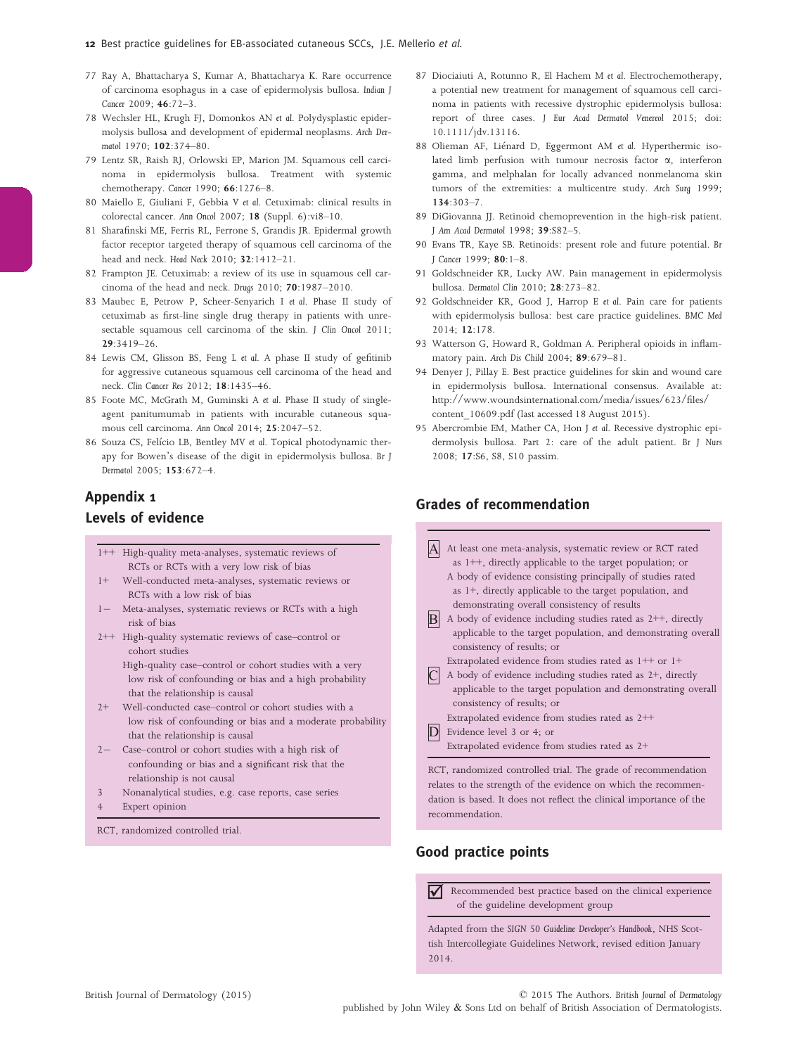77 Ray A, Bhattacharya S, Kumar A, Bhattacharya K. Rare occurrence of carcinoma esophagus in a case of epidermolysis bullosa. *Indian J Cancer* 2009; **46**:72–3.

78 Wechsler HL, Krugh FJ, Domonkos AN *et al.* Polydysplastic epidermolysis bullosa and development of epidermal neoplasms. *Arch Dermatol* 1970; **102**:374–80.

79 Lentz SR, Raish RJ, Orlowski EP, Marion JM. Squamous cell carcinoma in epidermolysis bullosa. Treatment with systemic chemotherapy. *Cancer* 1990; **66**:1276–8.

80 Maiello E, Giuliani F, Gebbia V *et al.* Cetuximab: clinical results in colorectal cancer. *Ann Oncol* 2007; **18** (Suppl. 6):vi8–10.

81 Sharafinski ME, Ferris RL, Ferrone S, Grandis JR. Epidermal growth factor receptor targeted therapy of squamous cell carcinoma of the head and neck. *Head Neck* 2010; **32**:1412–21.

82 Frampton JE. Cetuximab: a review of its use in squamous cell carcinoma of the head and neck. *Drugs* 2010; **70**:1987–2010.

83 Maubec E, Petrow P, Scheer-Senyarich I *et al.* Phase II study of cetuximab as first-line single drug therapy in patients with unresectable squamous cell carcinoma of the skin. *J Clin Oncol* 2011; **29**:3419–26.

84 Lewis CM, Glisson BS, Feng L *et al.* A phase II study of gefitinib for aggressive cutaneous squamous cell carcinoma of the head and neck. *Clin Cancer Res* 2012; **18**:1435–46.

85 Foote MC, McGrath M, Guminski A *et al.* Phase II study of single-agent panitumumab in patients with incurable cutaneous squamous cell carcinoma. *Ann Oncol* 2014; **25**:2047–52.

86 Souza CS, Felício LB, Bentley MV *et al.* Topical photodynamic therapy for Bowen's disease of the digit in epidermolysis bullosa. *Br J Dermatol* 2005; **153**:672–4.

87 Diociaiuti A, Rotunno R, El Hachem M *et al.* Electrochemotherapy, a potential new treatment for management of squamous cell carcinoma in patients with recessive dystrophic epidermolysis bullosa: report of three cases. *J Eur Acad Dermatol Venereol* 2015; doi: 10.1111/jdv.13116.

88 Olieman AF, Liénard D, Eggermont AM *et al.* Hyperthermic isolated limb perfusion with tumour necrosis factor α, interferon gamma, and melphalan for locally advanced nonmelanoma skin tumors of the extremities: a multicentre study. *Arch Surg* 1999; **134**:303–7.

89 DiGiovanna JJ. Retinoid chemoprevention in the high-risk patient. *J Am Acad Dermatol* 1998; **39**:S82–5.

90 Evans TR, Kaye SB. Retinoids: present role and future potential. *Br J Cancer* 1999; **80**:1–8.

91 Goldschneider KR, Lucky AW. Pain management in epidermolysis bullosa. *Dermatol Clin* 2010; **28**:273–82.

92 Goldschneider KR, Good J, Harrop E *et al.* Pain care for patients with epidermolysis bullosa: best care practice guidelines. *BMC Med* 2014; **12**:178.

93 Watterson G, Howard R, Goldman A. Peripheral opioids in inflammatory pain. *Arch Dis Child* 2004; **89**:679–81.

94 Denyer J, Pillay E. Best practice guidelines for skin and wound care in epidermolysis bullosa. International consensus. Available at: http://www.woundsinternational.com/media/issues/623/files/content_10609.pdf (last accessed 18 August 2015).

95 Abercrombie EM, Mather CA, Hon J *et al.* Recessive dystrophic epidermolysis bullosa. Part 2: care of the adult patient. *Br J Nurs* 2008; **17**:S6, S8, S10 passim.

## Appendix 1

### Levels of evidence

| | |
|---|---|
| 1++ | High-quality meta-analyses, systematic reviews of RCTs or RCTs with a very low risk of bias |
| 1+ | Well-conducted meta-analyses, systematic reviews or RCTs with a low risk of bias |
| 1− | Meta-analyses, systematic reviews or RCTs with a high risk of bias |
| 2++ | High-quality systematic reviews of case–control or cohort studies. High-quality case–control or cohort studies with a very low risk of confounding or bias and a high probability that the relationship is causal |
| 2+ | Well-conducted case–control or cohort studies with a low risk of confounding or bias and a moderate probability that the relationship is causal |
| 2− | Case–control or cohort studies with a high risk of confounding or bias and a significant risk that the relationship is not causal |
| 3 | Nonanalytical studies, e.g. case reports, case series |
| 4 | Expert opinion |

RCT, randomized controlled trial.

### Grades of recommendation

| | |
|---|---|
| A | At least one meta-analysis, systematic review or RCT rated as 1++, directly applicable to the target population; or A body of evidence consisting principally of studies rated as 1+, directly applicable to the target population, and demonstrating overall consistency of results |
| B | A body of evidence including studies rated as 2++, directly applicable to the target population, and demonstrating overall consistency of results; or Extrapolated evidence from studies rated as 1++ or 1+ |
| C | A body of evidence including studies rated as 2+, directly applicable to the target population and demonstrating overall consistency of results; or Extrapolated evidence from studies rated as 2++ |
| D | Evidence level 3 or 4; or Extrapolated evidence from studies rated as 2+ |

RCT, randomized controlled trial. The grade of recommendation relates to the strength of the evidence on which the recommendation is based. It does not reflect the clinical importance of the recommendation.

### Good practice points

☑ Recommended best practice based on the clinical experience of the guideline development group

Adapted from the *SIGN 50 Guideline Developer's Handbook*, NHS Scottish Intercollegiate Guidelines Network, revised edition January 2014.